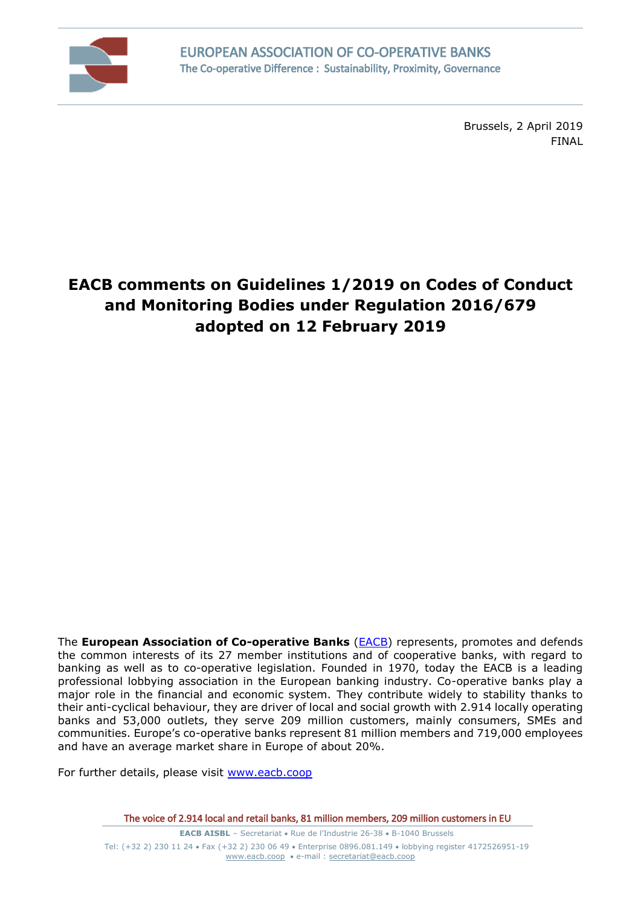EUROPEAN ASSOCIATION OF CO-OPERATIVE BANKS
The Co-operative Difference : Sustainability, Proximity, Governance

Brussels, 2 April 2019
FINAL

# EACB comments on Guidelines 1/2019 on Codes of Conduct and Monitoring Bodies under Regulation 2016/679 adopted on 12 February 2019

The **European Association of Co-operative Banks** (EACB) represents, promotes and defends the common interests of its 27 member institutions and of cooperative banks, with regard to banking as well as to co-operative legislation. Founded in 1970, today the EACB is a leading professional lobbying association in the European banking industry. Co-operative banks play a major role in the financial and economic system. They contribute widely to stability thanks to their anti-cyclical behaviour, they are driver of local and social growth with 2.914 locally operating banks and 53,000 outlets, they serve 209 million customers, mainly consumers, SMEs and communities. Europe's co-operative banks represent 81 million members and 719,000 employees and have an average market share in Europe of about 20%.

For further details, please visit www.eacb.coop

The voice of 2.914 local and retail banks, 81 million members, 209 million customers in EU

**EACB AISBL** – Secretariat • Rue de l'Industrie 26-38 • B-1040 Brussels
Tel: (+32 2) 230 11 24 • Fax (+32 2) 230 06 49 • Enterprise 0896.081.149 • lobbying register 4172526951-19
www.eacb.coop • e-mail : secretariat@eacb.coop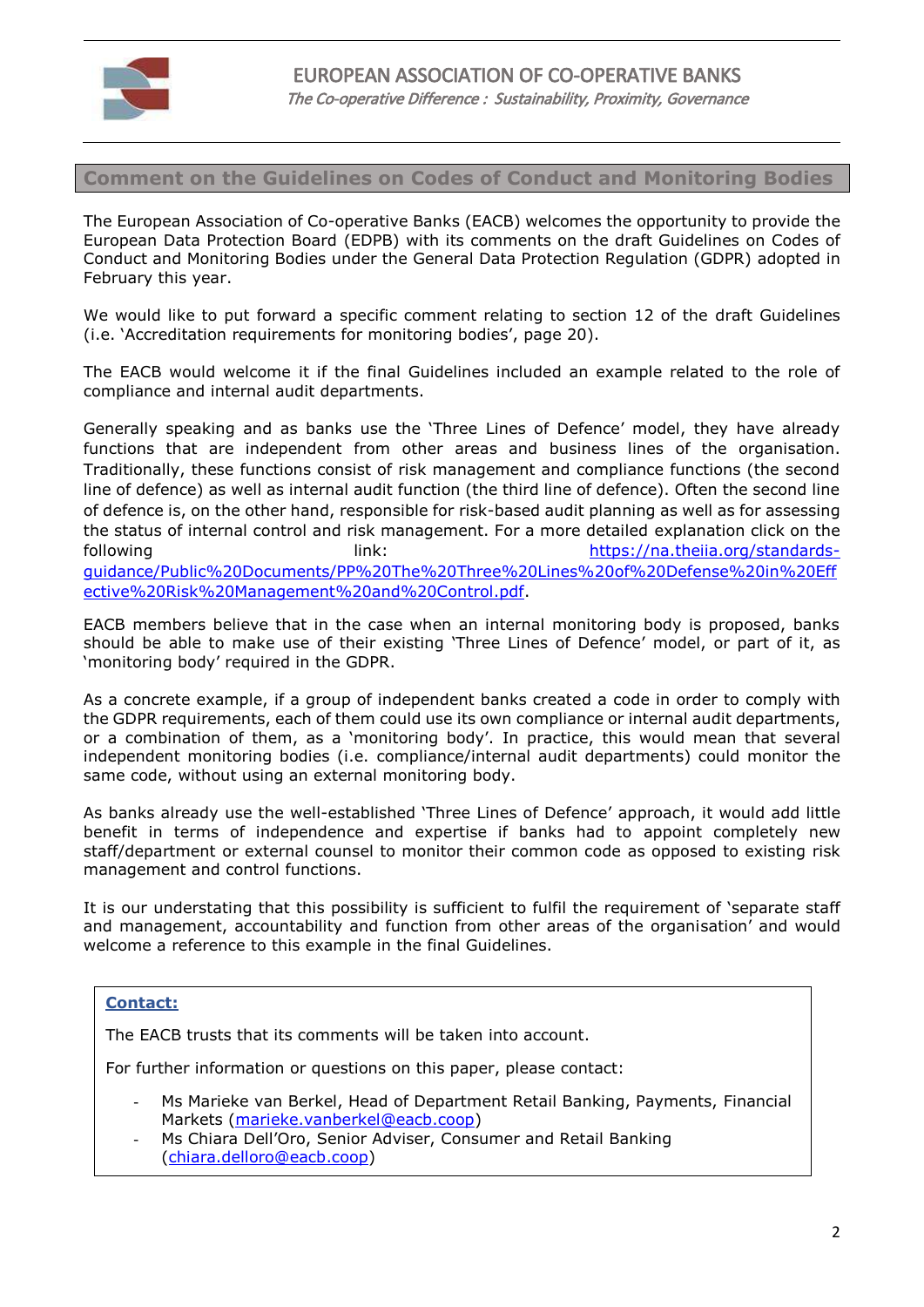# EUROPEAN ASSOCIATION OF CO-OPERATIVE BANKS

*The Co-operative Difference : Sustainability, Proximity, Governance*

## Comment on the Guidelines on Codes of Conduct and Monitoring Bodies

The European Association of Co-operative Banks (EACB) welcomes the opportunity to provide the European Data Protection Board (EDPB) with its comments on the draft Guidelines on Codes of Conduct and Monitoring Bodies under the General Data Protection Regulation (GDPR) adopted in February this year.

We would like to put forward a specific comment relating to section 12 of the draft Guidelines (i.e. 'Accreditation requirements for monitoring bodies', page 20).

The EACB would welcome it if the final Guidelines included an example related to the role of compliance and internal audit departments.

Generally speaking and as banks use the 'Three Lines of Defence' model, they have already functions that are independent from other areas and business lines of the organisation. Traditionally, these functions consist of risk management and compliance functions (the second line of defence) as well as internal audit function (the third line of defence). Often the second line of defence is, on the other hand, responsible for risk-based audit planning as well as for assessing the status of internal control and risk management. For a more detailed explanation click on the following link: [https://na.theiia.org/standards-guidance/Public%20Documents/PP%20The%20Three%20Lines%20of%20Defense%20in%20Effective%20Risk%20Management%20and%20Control.pdf](https://na.theiia.org/standards-guidance/Public%20Documents/PP%20The%20Three%20Lines%20of%20Defense%20in%20Effective%20Risk%20Management%20and%20Control.pdf).

EACB members believe that in the case when an internal monitoring body is proposed, banks should be able to make use of their existing 'Three Lines of Defence' model, or part of it, as 'monitoring body' required in the GDPR.

As a concrete example, if a group of independent banks created a code in order to comply with the GDPR requirements, each of them could use its own compliance or internal audit departments, or a combination of them, as a 'monitoring body'. In practice, this would mean that several independent monitoring bodies (i.e. compliance/internal audit departments) could monitor the same code, without using an external monitoring body.

As banks already use the well-established 'Three Lines of Defence' approach, it would add little benefit in terms of independence and expertise if banks had to appoint completely new staff/department or external counsel to monitor their common code as opposed to existing risk management and control functions.

It is our understating that this possibility is sufficient to fulfil the requirement of 'separate staff and management, accountability and function from other areas of the organisation' and would welcome a reference to this example in the final Guidelines.

**Contact:**

The EACB trusts that its comments will be taken into account.

For further information or questions on this paper, please contact:

- Ms Marieke van Berkel, Head of Department Retail Banking, Payments, Financial Markets ([marieke.vanberkel@eacb.coop](mailto:marieke.vanberkel@eacb.coop))
- Ms Chiara Dell'Oro, Senior Adviser, Consumer and Retail Banking ([chiara.delloro@eacb.coop](mailto:chiara.delloro@eacb.coop))